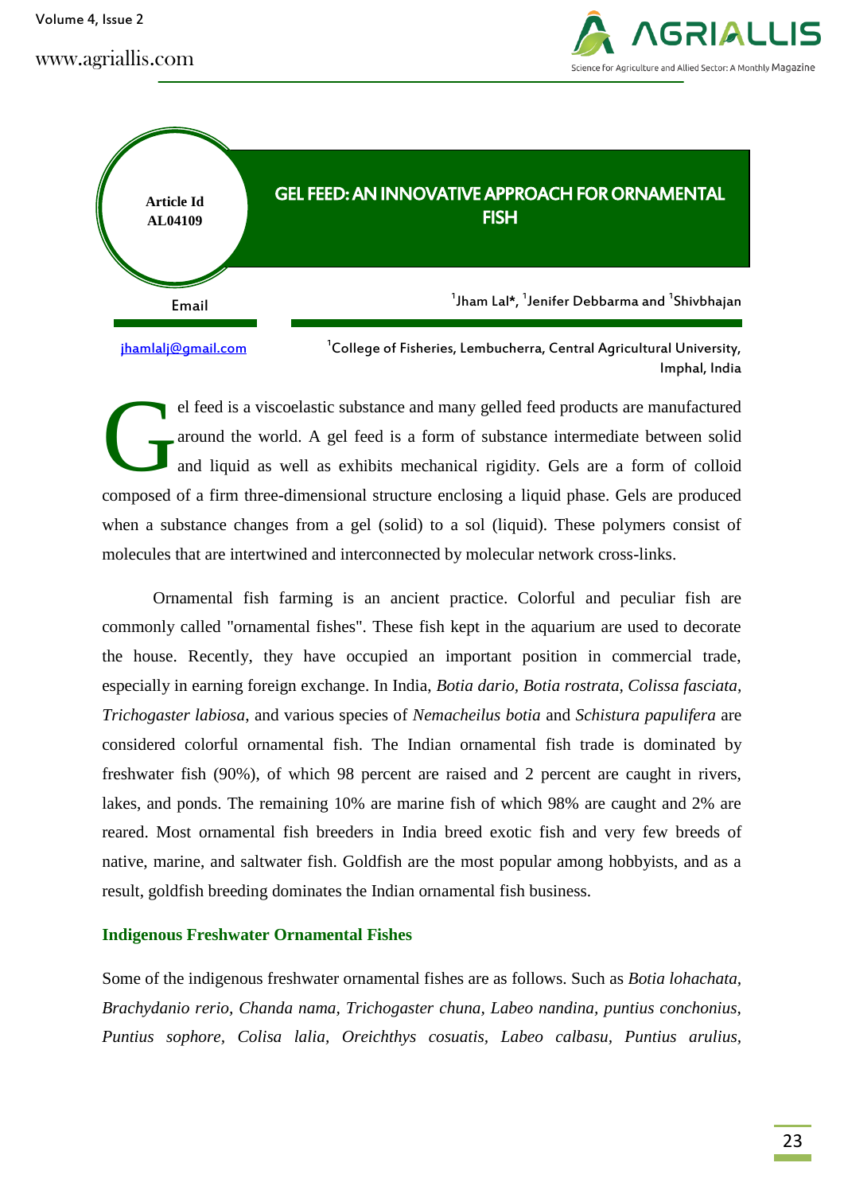Article Id
AL04109

# GEL FEED: AN INNOVATIVE APPROACH FOR ORNAMENTAL FISH

[1]Jham Lal*, [1]Jenifer Debbarma and [1]Shivbhajan

Email

jhamlalj@gmail.com

[1]College of Fisheries, Lembucherra, Central Agricultural University, Imphal, India

Gel feed is a viscoelastic substance and many gelled feed products are manufactured around the world. A gel feed is a form of substance intermediate between solid and liquid as well as exhibits mechanical rigidity. Gels are a form of colloid composed of a firm three-dimensional structure enclosing a liquid phase. Gels are produced when a substance changes from a gel (solid) to a sol (liquid). These polymers consist of molecules that are intertwined and interconnected by molecular network cross-links.

Ornamental fish farming is an ancient practice. Colorful and peculiar fish are commonly called "ornamental fishes". These fish kept in the aquarium are used to decorate the house. Recently, they have occupied an important position in commercial trade, especially in earning foreign exchange. In India, *Botia dario, Botia rostrata, Colissa fasciata, Trichogaster labiosa*, and various species of *Nemacheilus botia* and *Schistura papulifera* are considered colorful ornamental fish. The Indian ornamental fish trade is dominated by freshwater fish (90%), of which 98 percent are raised and 2 percent are caught in rivers, lakes, and ponds. The remaining 10% are marine fish of which 98% are caught and 2% are reared. Most ornamental fish breeders in India breed exotic fish and very few breeds of native, marine, and saltwater fish. Goldfish are the most popular among hobbyists, and as a result, goldfish breeding dominates the Indian ornamental fish business.

## Indigenous Freshwater Ornamental Fishes

Some of the indigenous freshwater ornamental fishes are as follows. Such as *Botia lohachata, Brachydanio rerio, Chanda nama, Trichogaster chuna, Labeo nandina, puntius conchonius, Puntius sophore, Colisa lalia, Oreichthys cosuatis, Labeo calbasu, Puntius arulius,*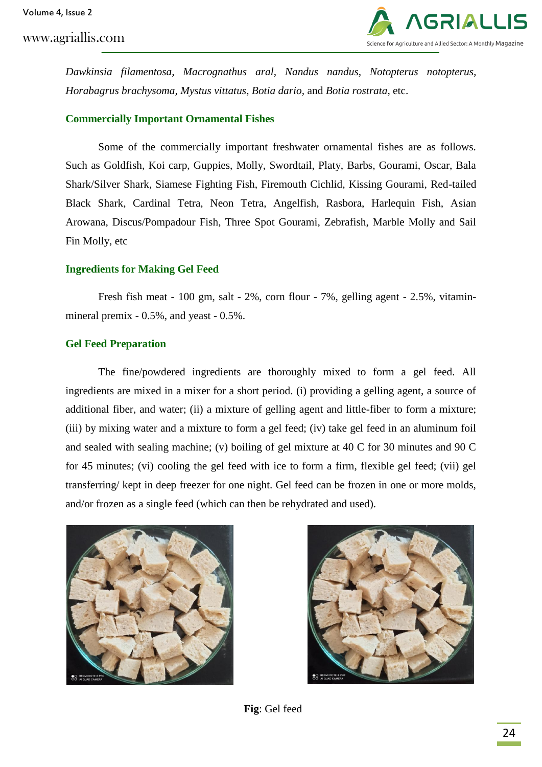*Dawkinsia filamentosa, Macrognathus aral, Nandus nandus, Notopterus notopterus, Horabagrus brachysoma, Mystus vittatus, Botia dario,* and *Botia rostrata,* etc.

### Commercially Important Ornamental Fishes

Some of the commercially important freshwater ornamental fishes are as follows. Such as Goldfish, Koi carp, Guppies, Molly, Swordtail, Platy, Barbs, Gourami, Oscar, Bala Shark/Silver Shark, Siamese Fighting Fish, Firemouth Cichlid, Kissing Gourami, Red-tailed Black Shark, Cardinal Tetra, Neon Tetra, Angelfish, Rasbora, Harlequin Fish, Asian Arowana, Discus/Pompadour Fish, Three Spot Gourami, Zebrafish, Marble Molly and Sail Fin Molly, etc

### Ingredients for Making Gel Feed

Fresh fish meat - 100 gm, salt - 2%, corn flour - 7%, gelling agent - 2.5%, vitamin-mineral premix - 0.5%, and yeast - 0.5%.

### Gel Feed Preparation

The fine/powdered ingredients are thoroughly mixed to form a gel feed. All ingredients are mixed in a mixer for a short period. (i) providing a gelling agent, a source of additional fiber, and water; (ii) a mixture of gelling agent and little-fiber to form a mixture; (iii) by mixing water and a mixture to form a gel feed; (iv) take gel feed in an aluminum foil and sealed with sealing machine; (v) boiling of gel mixture at 40 C for 30 minutes and 90 C for 45 minutes; (vi) cooling the gel feed with ice to form a firm, flexible gel feed; (vii) gel transferring/ kept in deep freezer for one night. Gel feed can be frozen in one or more molds, and/or frozen as a single feed (which can then be rehydrated and used).

**Fig**: Gel feed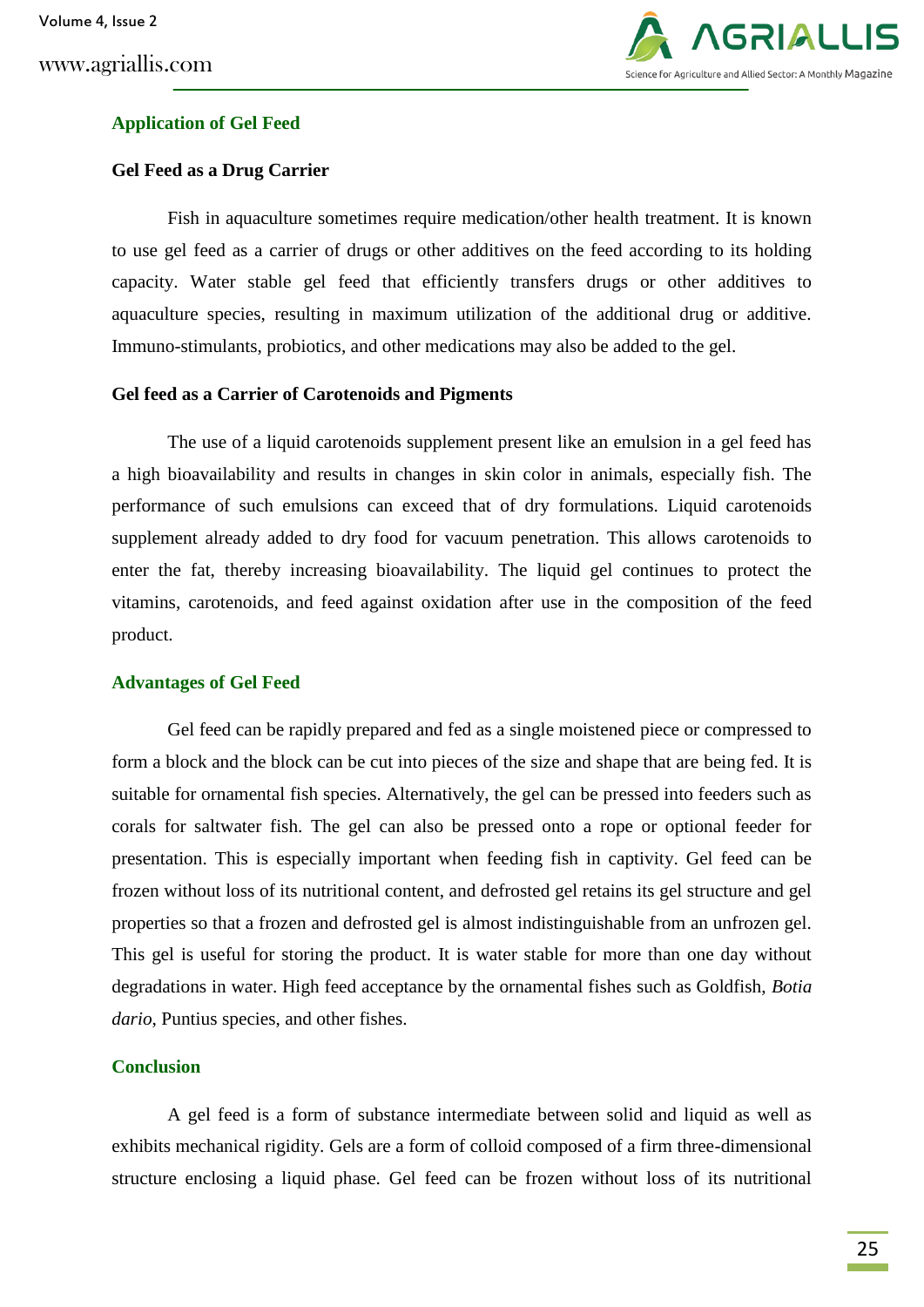## Application of Gel Feed

### Gel Feed as a Drug Carrier

Fish in aquaculture sometimes require medication/other health treatment. It is known to use gel feed as a carrier of drugs or other additives on the feed according to its holding capacity. Water stable gel feed that efficiently transfers drugs or other additives to aquaculture species, resulting in maximum utilization of the additional drug or additive. Immuno-stimulants, probiotics, and other medications may also be added to the gel.

### Gel feed as a Carrier of Carotenoids and Pigments

The use of a liquid carotenoids supplement present like an emulsion in a gel feed has a high bioavailability and results in changes in skin color in animals, especially fish. The performance of such emulsions can exceed that of dry formulations. Liquid carotenoids supplement already added to dry food for vacuum penetration. This allows carotenoids to enter the fat, thereby increasing bioavailability. The liquid gel continues to protect the vitamins, carotenoids, and feed against oxidation after use in the composition of the feed product.

## Advantages of Gel Feed

Gel feed can be rapidly prepared and fed as a single moistened piece or compressed to form a block and the block can be cut into pieces of the size and shape that are being fed. It is suitable for ornamental fish species. Alternatively, the gel can be pressed into feeders such as corals for saltwater fish. The gel can also be pressed onto a rope or optional feeder for presentation. This is especially important when feeding fish in captivity. Gel feed can be frozen without loss of its nutritional content, and defrosted gel retains its gel structure and gel properties so that a frozen and defrosted gel is almost indistinguishable from an unfrozen gel. This gel is useful for storing the product. It is water stable for more than one day without degradations in water. High feed acceptance by the ornamental fishes such as Goldfish, *Botia dario*, Puntius species, and other fishes.

## Conclusion

A gel feed is a form of substance intermediate between solid and liquid as well as exhibits mechanical rigidity. Gels are a form of colloid composed of a firm three-dimensional structure enclosing a liquid phase. Gel feed can be frozen without loss of its nutritional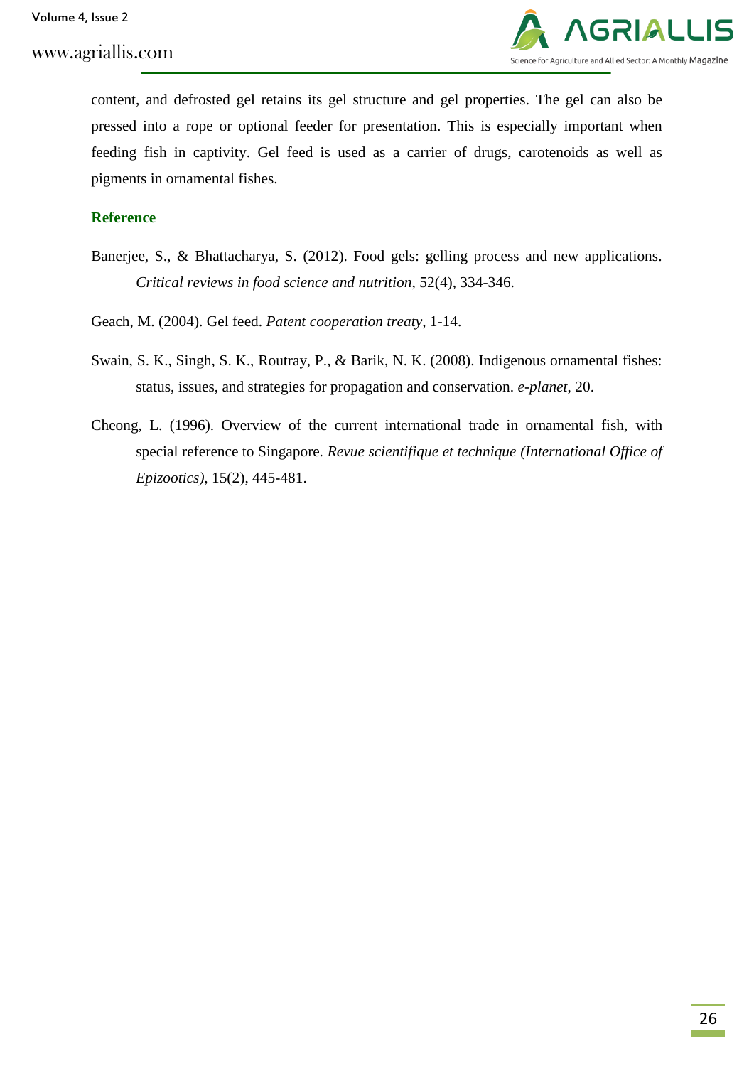content, and defrosted gel retains its gel structure and gel properties. The gel can also be pressed into a rope or optional feeder for presentation. This is especially important when feeding fish in captivity. Gel feed is used as a carrier of drugs, carotenoids as well as pigments in ornamental fishes.

## Reference

Banerjee, S., & Bhattacharya, S. (2012). Food gels: gelling process and new applications. *Critical reviews in food science and nutrition*, 52(4), 334-346.

Geach, M. (2004). Gel feed. *Patent cooperation treaty*, 1-14.

Swain, S. K., Singh, S. K., Routray, P., & Barik, N. K. (2008). Indigenous ornamental fishes: status, issues, and strategies for propagation and conservation. *e-planet*, 20.

Cheong, L. (1996). Overview of the current international trade in ornamental fish, with special reference to Singapore. *Revue scientifique et technique (International Office of Epizootics)*, 15(2), 445-481.